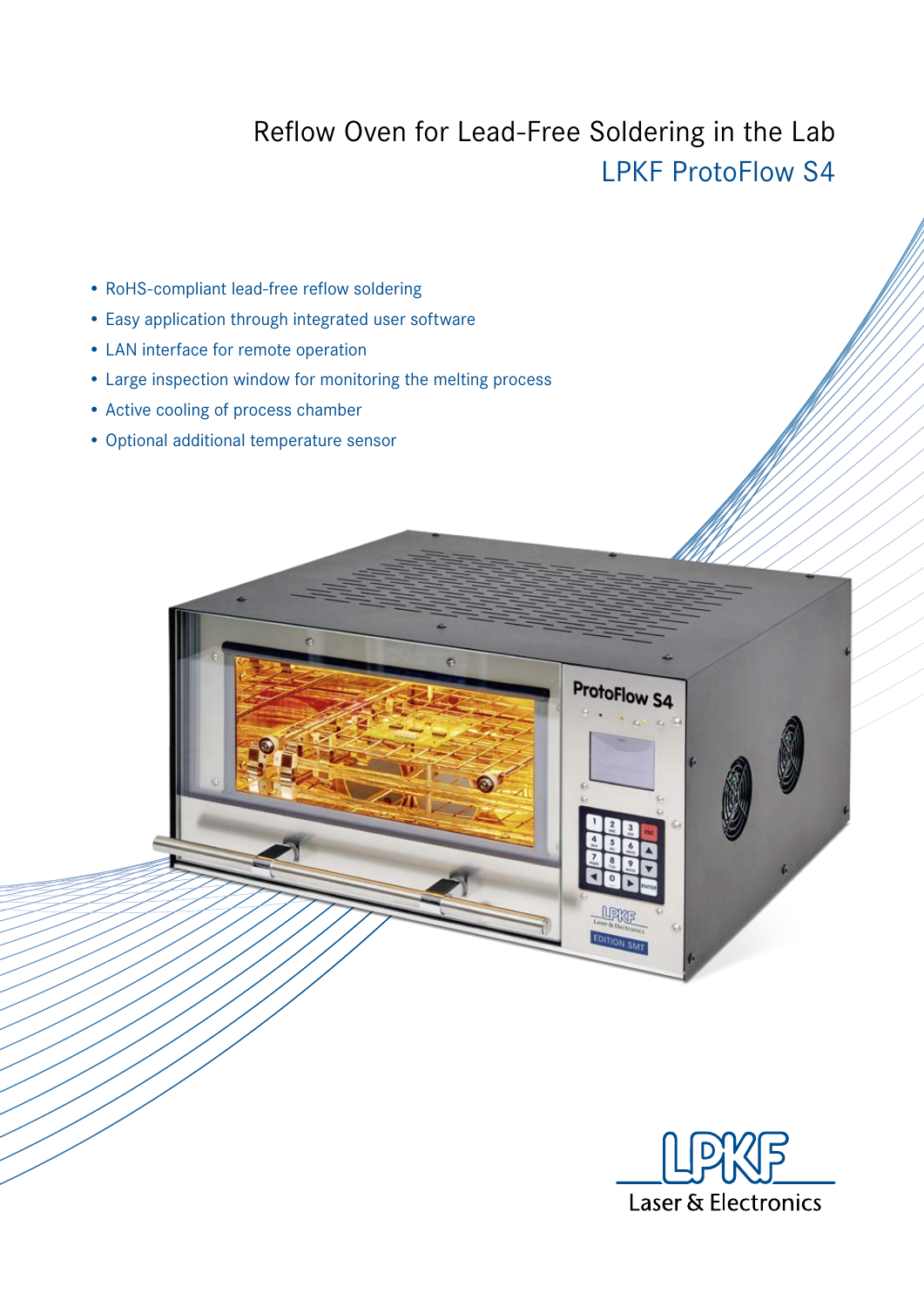# Reflow Oven for Lead-Free Soldering in the Lab

## LPKF ProtoFlow S4

- RoHS-compliant lead-free reflow soldering
- Easy application through integrated user software
- LAN interface for remote operation
- Large inspection window for monitoring the melting process
- Active cooling of process chamber
- Optional additional temperature sensor

LPKF Laser & Electronics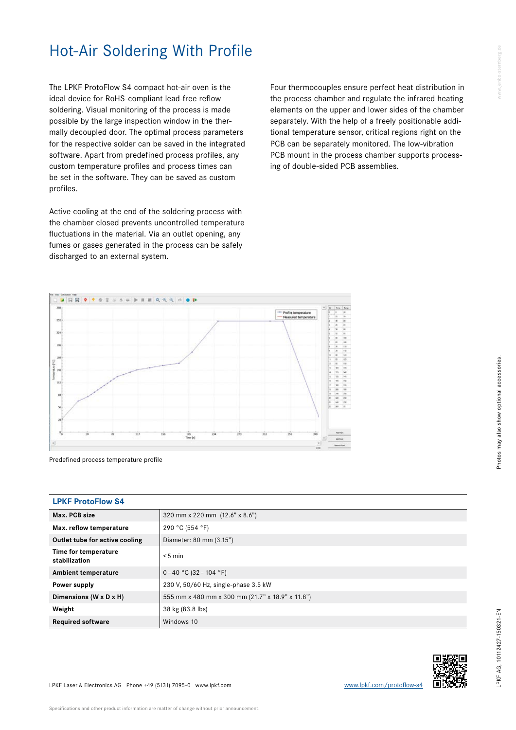# Hot-Air Soldering With Profile

The LPKF ProtoFlow S4 compact hot-air oven is the ideal device for RoHS-compliant lead-free reflow soldering. Visual monitoring of the process is made possible by the large inspection window in the thermally decoupled door. The optimal process parameters for the respective solder can be saved in the integrated software. Apart from predefined process profiles, any custom temperature profiles and process times can be set in the software. They can be saved as custom profiles.

Active cooling at the end of the soldering process with the chamber closed prevents uncontrolled temperature fluctuations in the material. Via an outlet opening, any fumes or gases generated in the process can be safely discharged to an external system.

Four thermocouples ensure perfect heat distribution in the process chamber and regulate the infrared heating elements on the upper and lower sides of the chamber separately. With the help of a freely positionable additional temperature sensor, critical regions right on the PCB can be separately monitored. The low-vibration PCB mount in the process chamber supports processing of double-sided PCB assemblies.

Profile temperature
Measured temperature
Temperature [°C]
Time [s]

Predefined process temperature profile

## LPKF ProtoFlow S4

| | |
|---|---|
| **Max. PCB size** | 320 mm x 220 mm (12.6" x 8.6") |
| **Max. reflow temperature** | 290 °C (554 °F) |
| **Outlet tube for active cooling** | Diameter: 80 mm (3.15") |
| **Time for temperature stabilization** | <5 min |
| **Ambient temperature** | 0 – 40 °C (32 – 104 °F) |
| **Power supply** | 230 V, 50/60 Hz, single-phase 3.5 kW |
| **Dimensions (W x D x H)** | 555 mm x 480 mm x 300 mm (21.7" x 18.9" x 11.8") |
| **Weight** | 38 kg (83.8 lbs) |
| **Required software** | Windows 10 |

Photos may also show optional accessories.

LPKF Laser & Electronics AG Phone +49 (5131) 7095-0 www.lpkf.com

www.lpkf.com/protoflow-s4

LPKF AG, 10112427-150321-EN

Specifications and other product information are matter of change without prior announcement.